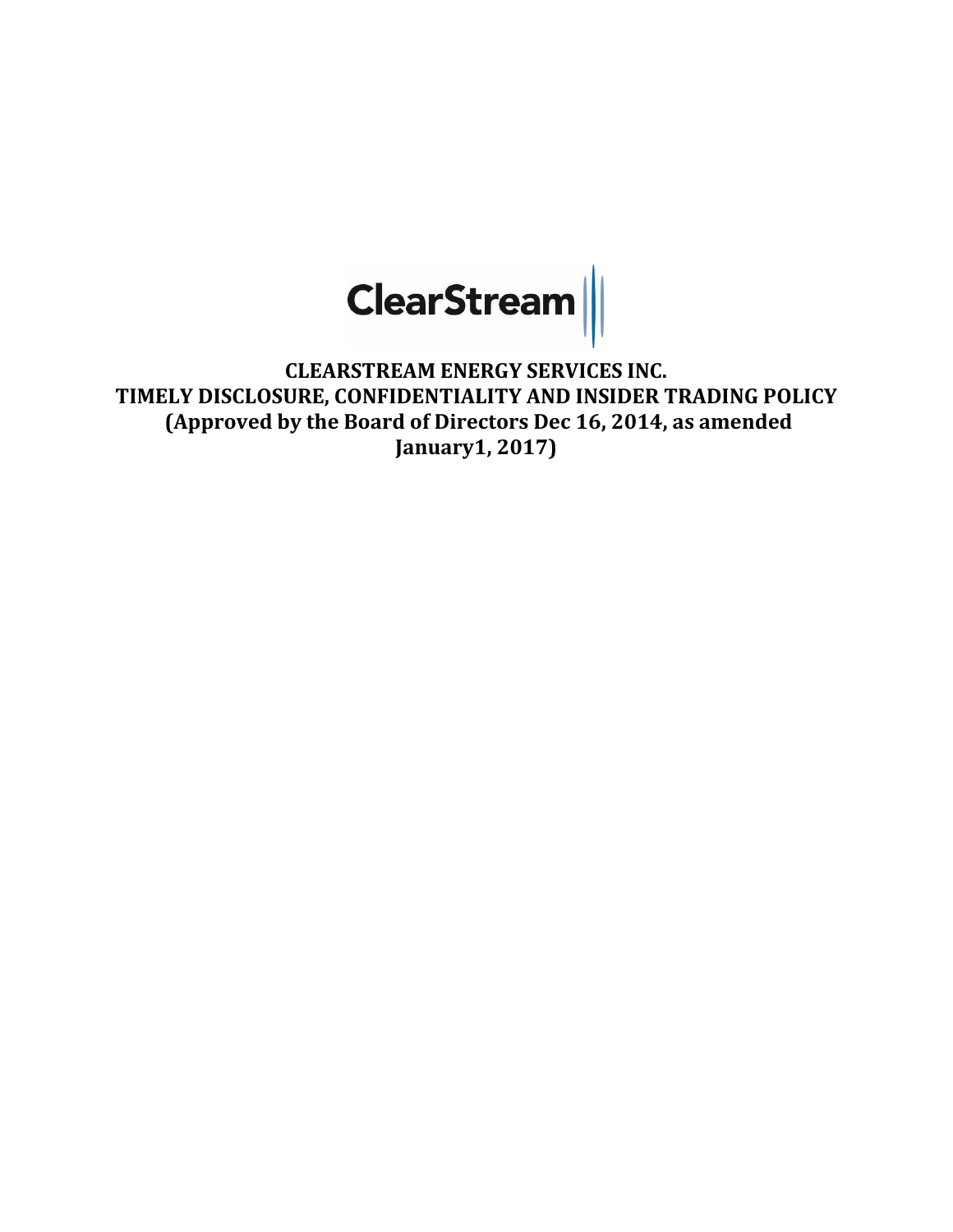ClearStream

# CLEARSTREAM ENERGY SERVICES INC.
# TIMELY DISCLOSURE, CONFIDENTIALITY AND INSIDER TRADING POLICY
# (Approved by the Board of Directors Dec 16, 2014, as amended January1, 2017)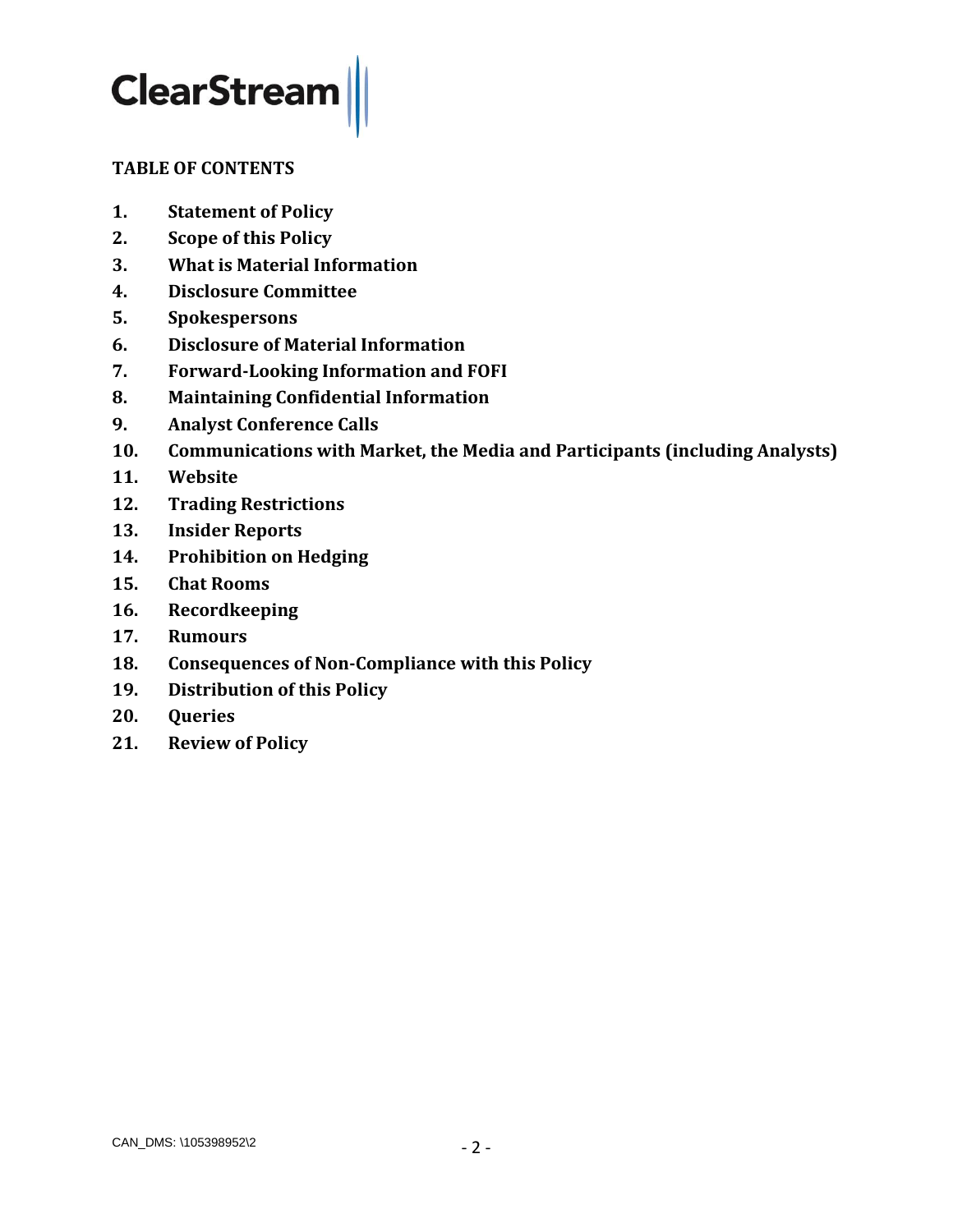**TABLE OF CONTENTS**

1. **Statement of Policy**
2. **Scope of this Policy**
3. **What is Material Information**
4. **Disclosure Committee**
5. **Spokespersons**
6. **Disclosure of Material Information**
7. **Forward-Looking Information and FOFI**
8. **Maintaining Confidential Information**
9. **Analyst Conference Calls**
10. **Communications with Market, the Media and Participants (including Analysts)**
11. **Website**
12. **Trading Restrictions**
13. **Insider Reports**
14. **Prohibition on Hedging**
15. **Chat Rooms**
16. **Recordkeeping**
17. **Rumours**
18. **Consequences of Non-Compliance with this Policy**
19. **Distribution of this Policy**
20. **Queries**
21. **Review of Policy**

CAN_DMS: \105398952\2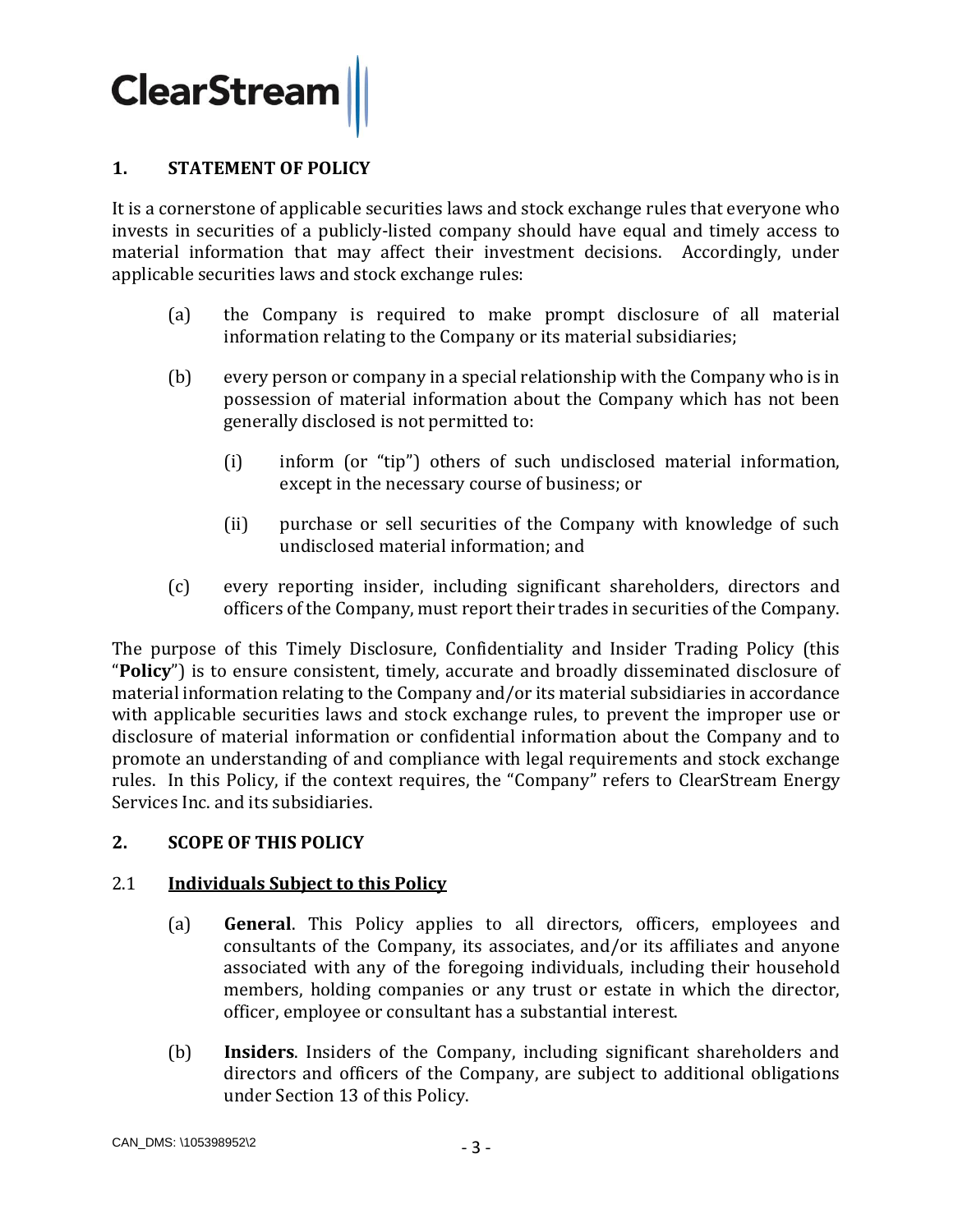## 1. STATEMENT OF POLICY

It is a cornerstone of applicable securities laws and stock exchange rules that everyone who invests in securities of a publicly-listed company should have equal and timely access to material information that may affect their investment decisions. Accordingly, under applicable securities laws and stock exchange rules:

(a) the Company is required to make prompt disclosure of all material information relating to the Company or its material subsidiaries;

(b) every person or company in a special relationship with the Company who is in possession of material information about the Company which has not been generally disclosed is not permitted to:

  (i) inform (or "tip") others of such undisclosed material information, except in the necessary course of business; or

  (ii) purchase or sell securities of the Company with knowledge of such undisclosed material information; and

(c) every reporting insider, including significant shareholders, directors and officers of the Company, must report their trades in securities of the Company.

The purpose of this Timely Disclosure, Confidentiality and Insider Trading Policy (this "**Policy**") is to ensure consistent, timely, accurate and broadly disseminated disclosure of material information relating to the Company and/or its material subsidiaries in accordance with applicable securities laws and stock exchange rules, to prevent the improper use or disclosure of material information or confidential information about the Company and to promote an understanding of and compliance with legal requirements and stock exchange rules. In this Policy, if the context requires, the "Company" refers to ClearStream Energy Services Inc. and its subsidiaries.

## 2. SCOPE OF THIS POLICY

### 2.1 Individuals Subject to this Policy

(a) **General**. This Policy applies to all directors, officers, employees and consultants of the Company, its associates, and/or its affiliates and anyone associated with any of the foregoing individuals, including their household members, holding companies or any trust or estate in which the director, officer, employee or consultant has a substantial interest.

(b) **Insiders**. Insiders of the Company, including significant shareholders and directors and officers of the Company, are subject to additional obligations under Section 13 of this Policy.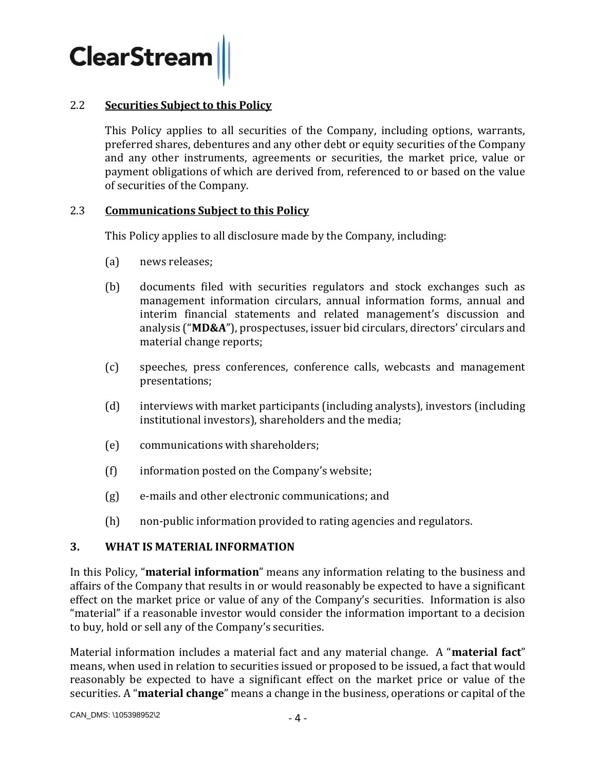### 2.2 **Securities Subject to this Policy**

This Policy applies to all securities of the Company, including options, warrants, preferred shares, debentures and any other debt or equity securities of the Company and any other instruments, agreements or securities, the market price, value or payment obligations of which are derived from, referenced to or based on the value of securities of the Company.

### 2.3 **Communications Subject to this Policy**

This Policy applies to all disclosure made by the Company, including:

(a) news releases;

(b) documents filed with securities regulators and stock exchanges such as management information circulars, annual information forms, annual and interim financial statements and related management's discussion and analysis ("**MD&A**"), prospectuses, issuer bid circulars, directors' circulars and material change reports;

(c) speeches, press conferences, conference calls, webcasts and management presentations;

(d) interviews with market participants (including analysts), investors (including institutional investors), shareholders and the media;

(e) communications with shareholders;

(f) information posted on the Company's website;

(g) e-mails and other electronic communications; and

(h) non-public information provided to rating agencies and regulators.

## 3. WHAT IS MATERIAL INFORMATION

In this Policy, "**material information**" means any information relating to the business and affairs of the Company that results in or would reasonably be expected to have a significant effect on the market price or value of any of the Company's securities. Information is also "material" if a reasonable investor would consider the information important to a decision to buy, hold or sell any of the Company's securities.

Material information includes a material fact and any material change. A "**material fact**" means, when used in relation to securities issued or proposed to be issued, a fact that would reasonably be expected to have a significant effect on the market price or value of the securities. A "**material change**" means a change in the business, operations or capital of the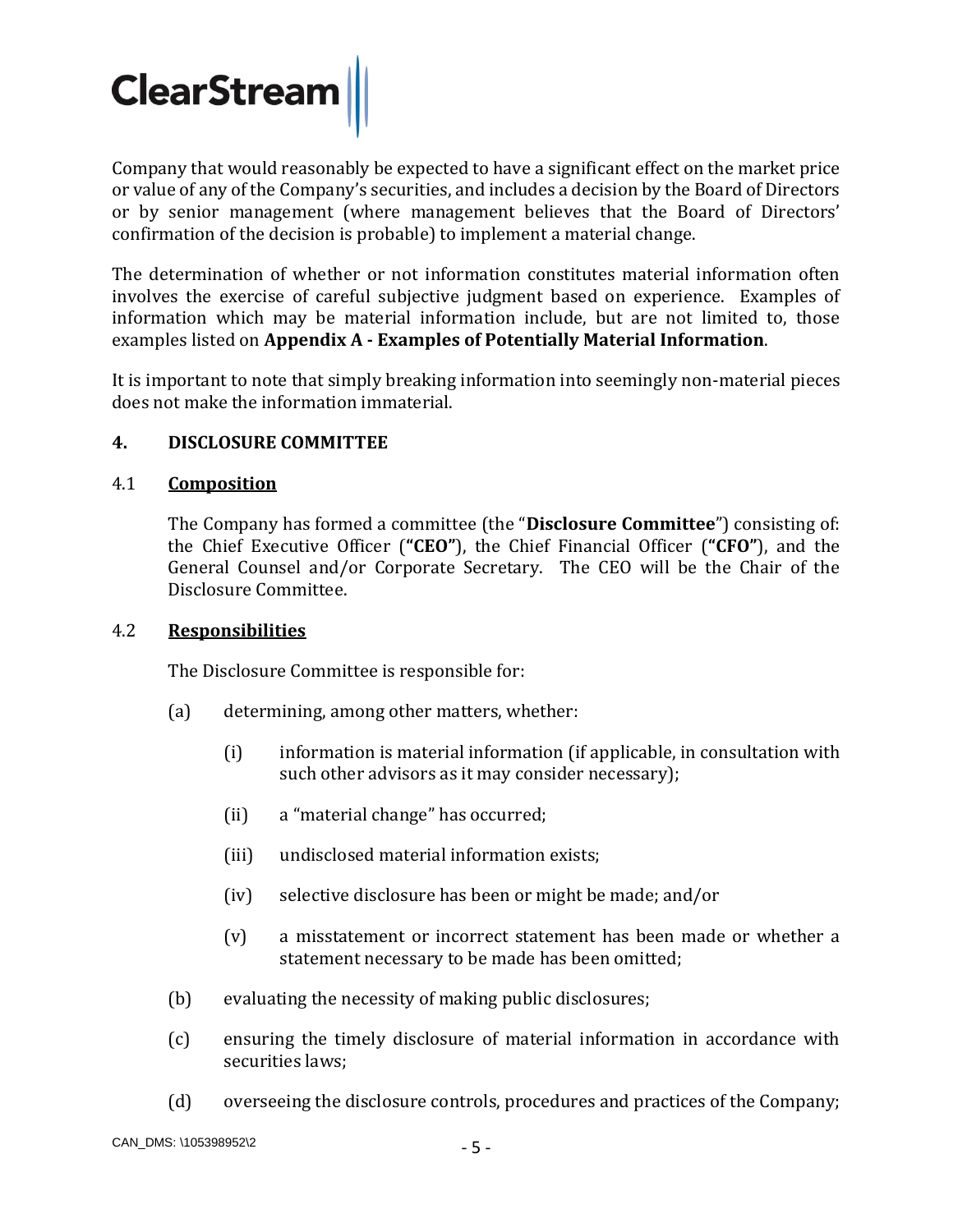Company that would reasonably be expected to have a significant effect on the market price or value of any of the Company's securities, and includes a decision by the Board of Directors or by senior management (where management believes that the Board of Directors' confirmation of the decision is probable) to implement a material change.

The determination of whether or not information constitutes material information often involves the exercise of careful subjective judgment based on experience. Examples of information which may be material information include, but are not limited to, those examples listed on **Appendix A - Examples of Potentially Material Information**.

It is important to note that simply breaking information into seemingly non-material pieces does not make the information immaterial.

## 4. DISCLOSURE COMMITTEE

### 4.1 Composition

The Company has formed a committee (the "**Disclosure Committee**") consisting of: the Chief Executive Officer (**"CEO"**), the Chief Financial Officer (**"CFO"**), and the General Counsel and/or Corporate Secretary. The CEO will be the Chair of the Disclosure Committee.

### 4.2 Responsibilities

The Disclosure Committee is responsible for:

(a) determining, among other matters, whether:

  (i) information is material information (if applicable, in consultation with such other advisors as it may consider necessary);

  (ii) a "material change" has occurred;

  (iii) undisclosed material information exists;

  (iv) selective disclosure has been or might be made; and/or

  (v) a misstatement or incorrect statement has been made or whether a statement necessary to be made has been omitted;

(b) evaluating the necessity of making public disclosures;

(c) ensuring the timely disclosure of material information in accordance with securities laws;

(d) overseeing the disclosure controls, procedures and practices of the Company;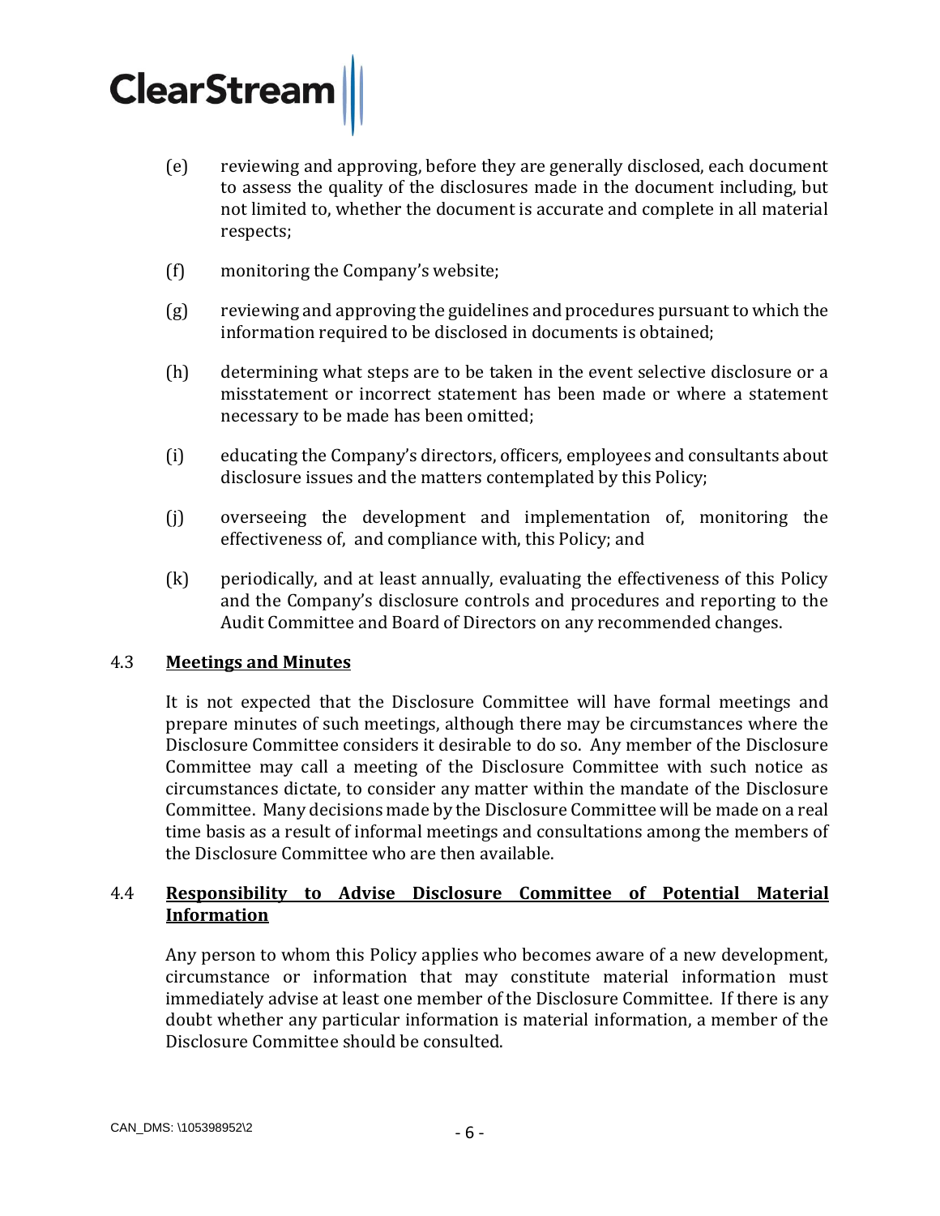(e) reviewing and approving, before they are generally disclosed, each document to assess the quality of the disclosures made in the document including, but not limited to, whether the document is accurate and complete in all material respects;

(f) monitoring the Company's website;

(g) reviewing and approving the guidelines and procedures pursuant to which the information required to be disclosed in documents is obtained;

(h) determining what steps are to be taken in the event selective disclosure or a misstatement or incorrect statement has been made or where a statement necessary to be made has been omitted;

(i) educating the Company's directors, officers, employees and consultants about disclosure issues and the matters contemplated by this Policy;

(j) overseeing the development and implementation of, monitoring the effectiveness of, and compliance with, this Policy; and

(k) periodically, and at least annually, evaluating the effectiveness of this Policy and the Company's disclosure controls and procedures and reporting to the Audit Committee and Board of Directors on any recommended changes.

### 4.3 <u>Meetings and Minutes</u>

It is not expected that the Disclosure Committee will have formal meetings and prepare minutes of such meetings, although there may be circumstances where the Disclosure Committee considers it desirable to do so. Any member of the Disclosure Committee may call a meeting of the Disclosure Committee with such notice as circumstances dictate, to consider any matter within the mandate of the Disclosure Committee. Many decisions made by the Disclosure Committee will be made on a real time basis as a result of informal meetings and consultations among the members of the Disclosure Committee who are then available.

### 4.4 <u>Responsibility to Advise Disclosure Committee of Potential Material Information</u>

Any person to whom this Policy applies who becomes aware of a new development, circumstance or information that may constitute material information must immediately advise at least one member of the Disclosure Committee. If there is any doubt whether any particular information is material information, a member of the Disclosure Committee should be consulted.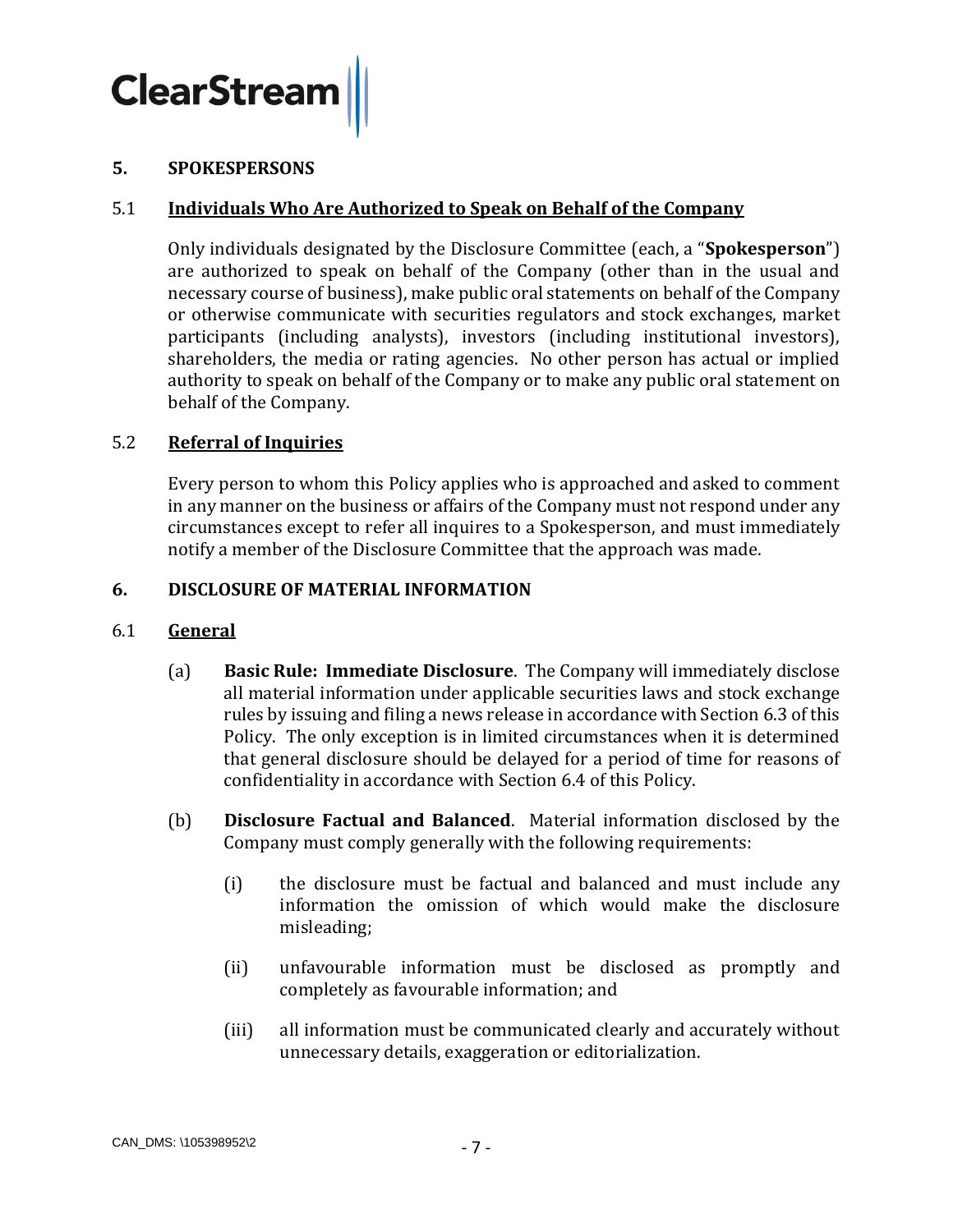## 5. SPOKESPERSONS

### 5.1 Individuals Who Are Authorized to Speak on Behalf of the Company

Only individuals designated by the Disclosure Committee (each, a "**Spokesperson**") are authorized to speak on behalf of the Company (other than in the usual and necessary course of business), make public oral statements on behalf of the Company or otherwise communicate with securities regulators and stock exchanges, market participants (including analysts), investors (including institutional investors), shareholders, the media or rating agencies. No other person has actual or implied authority to speak on behalf of the Company or to make any public oral statement on behalf of the Company.

### 5.2 Referral of Inquiries

Every person to whom this Policy applies who is approached and asked to comment in any manner on the business or affairs of the Company must not respond under any circumstances except to refer all inquires to a Spokesperson, and must immediately notify a member of the Disclosure Committee that the approach was made.

## 6. DISCLOSURE OF MATERIAL INFORMATION

### 6.1 General

(a) **Basic Rule: Immediate Disclosure**. The Company will immediately disclose all material information under applicable securities laws and stock exchange rules by issuing and filing a news release in accordance with Section 6.3 of this Policy. The only exception is in limited circumstances when it is determined that general disclosure should be delayed for a period of time for reasons of confidentiality in accordance with Section 6.4 of this Policy.

(b) **Disclosure Factual and Balanced**. Material information disclosed by the Company must comply generally with the following requirements:

(i) the disclosure must be factual and balanced and must include any information the omission of which would make the disclosure misleading;

(ii) unfavourable information must be disclosed as promptly and completely as favourable information; and

(iii) all information must be communicated clearly and accurately without unnecessary details, exaggeration or editorialization.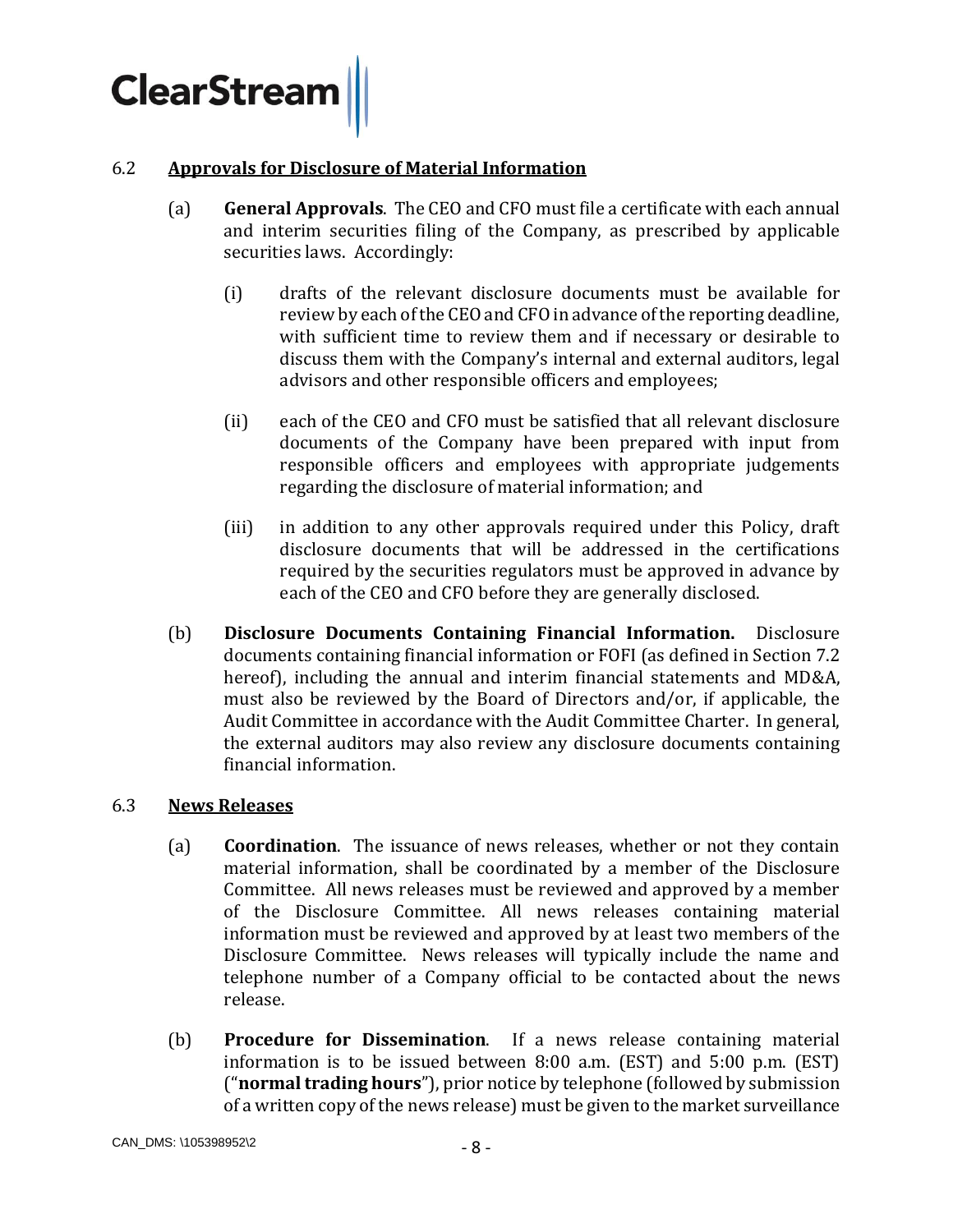### 6.2 Approvals for Disclosure of Material Information

(a) **General Approvals**. The CEO and CFO must file a certificate with each annual and interim securities filing of the Company, as prescribed by applicable securities laws. Accordingly:

(i) drafts of the relevant disclosure documents must be available for review by each of the CEO and CFO in advance of the reporting deadline, with sufficient time to review them and if necessary or desirable to discuss them with the Company's internal and external auditors, legal advisors and other responsible officers and employees;

(ii) each of the CEO and CFO must be satisfied that all relevant disclosure documents of the Company have been prepared with input from responsible officers and employees with appropriate judgements regarding the disclosure of material information; and

(iii) in addition to any other approvals required under this Policy, draft disclosure documents that will be addressed in the certifications required by the securities regulators must be approved in advance by each of the CEO and CFO before they are generally disclosed.

(b) **Disclosure Documents Containing Financial Information.** Disclosure documents containing financial information or FOFI (as defined in Section 7.2 hereof), including the annual and interim financial statements and MD&A, must also be reviewed by the Board of Directors and/or, if applicable, the Audit Committee in accordance with the Audit Committee Charter. In general, the external auditors may also review any disclosure documents containing financial information.

### 6.3 News Releases

(a) **Coordination**. The issuance of news releases, whether or not they contain material information, shall be coordinated by a member of the Disclosure Committee. All news releases must be reviewed and approved by a member of the Disclosure Committee. All news releases containing material information must be reviewed and approved by at least two members of the Disclosure Committee. News releases will typically include the name and telephone number of a Company official to be contacted about the news release.

(b) **Procedure for Dissemination**. If a news release containing material information is to be issued between 8:00 a.m. (EST) and 5:00 p.m. (EST) ("**normal trading hours**"), prior notice by telephone (followed by submission of a written copy of the news release) must be given to the market surveillance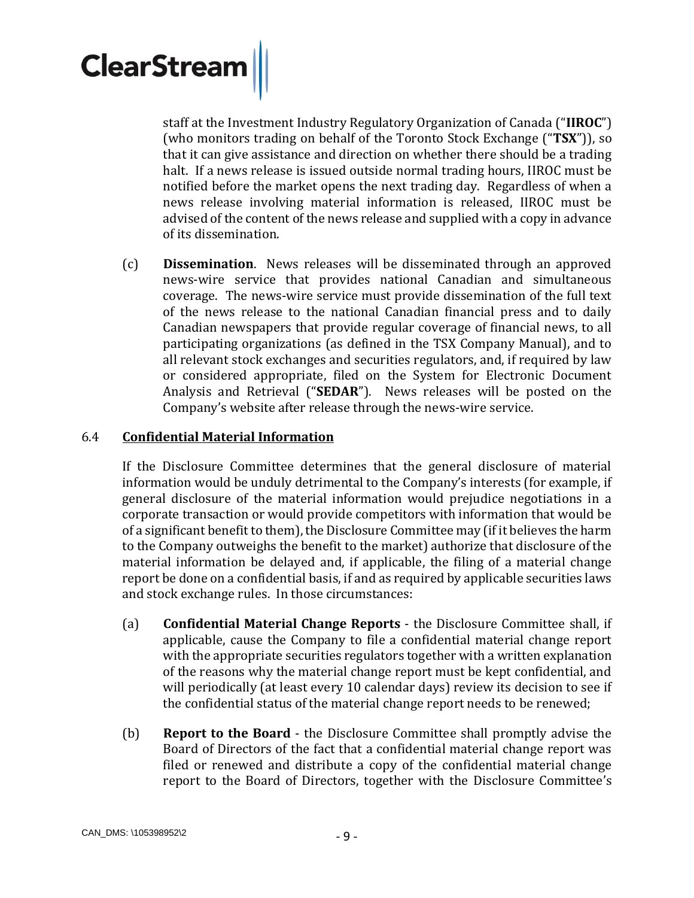staff at the Investment Industry Regulatory Organization of Canada ("**IIROC**") (who monitors trading on behalf of the Toronto Stock Exchange ("**TSX**")), so that it can give assistance and direction on whether there should be a trading halt. If a news release is issued outside normal trading hours, IIROC must be notified before the market opens the next trading day. Regardless of when a news release involving material information is released, IIROC must be advised of the content of the news release and supplied with a copy in advance of its dissemination.

(c) **Dissemination**. News releases will be disseminated through an approved news-wire service that provides national Canadian and simultaneous coverage. The news-wire service must provide dissemination of the full text of the news release to the national Canadian financial press and to daily Canadian newspapers that provide regular coverage of financial news, to all participating organizations (as defined in the TSX Company Manual), and to all relevant stock exchanges and securities regulators, and, if required by law or considered appropriate, filed on the System for Electronic Document Analysis and Retrieval ("**SEDAR**"). News releases will be posted on the Company's website after release through the news-wire service.

## 6.4 Confidential Material Information

If the Disclosure Committee determines that the general disclosure of material information would be unduly detrimental to the Company's interests (for example, if general disclosure of the material information would prejudice negotiations in a corporate transaction or would provide competitors with information that would be of a significant benefit to them), the Disclosure Committee may (if it believes the harm to the Company outweighs the benefit to the market) authorize that disclosure of the material information be delayed and, if applicable, the filing of a material change report be done on a confidential basis, if and as required by applicable securities laws and stock exchange rules. In those circumstances:

(a) **Confidential Material Change Reports** - the Disclosure Committee shall, if applicable, cause the Company to file a confidential material change report with the appropriate securities regulators together with a written explanation of the reasons why the material change report must be kept confidential, and will periodically (at least every 10 calendar days) review its decision to see if the confidential status of the material change report needs to be renewed;

(b) **Report to the Board** - the Disclosure Committee shall promptly advise the Board of Directors of the fact that a confidential material change report was filed or renewed and distribute a copy of the confidential material change report to the Board of Directors, together with the Disclosure Committee's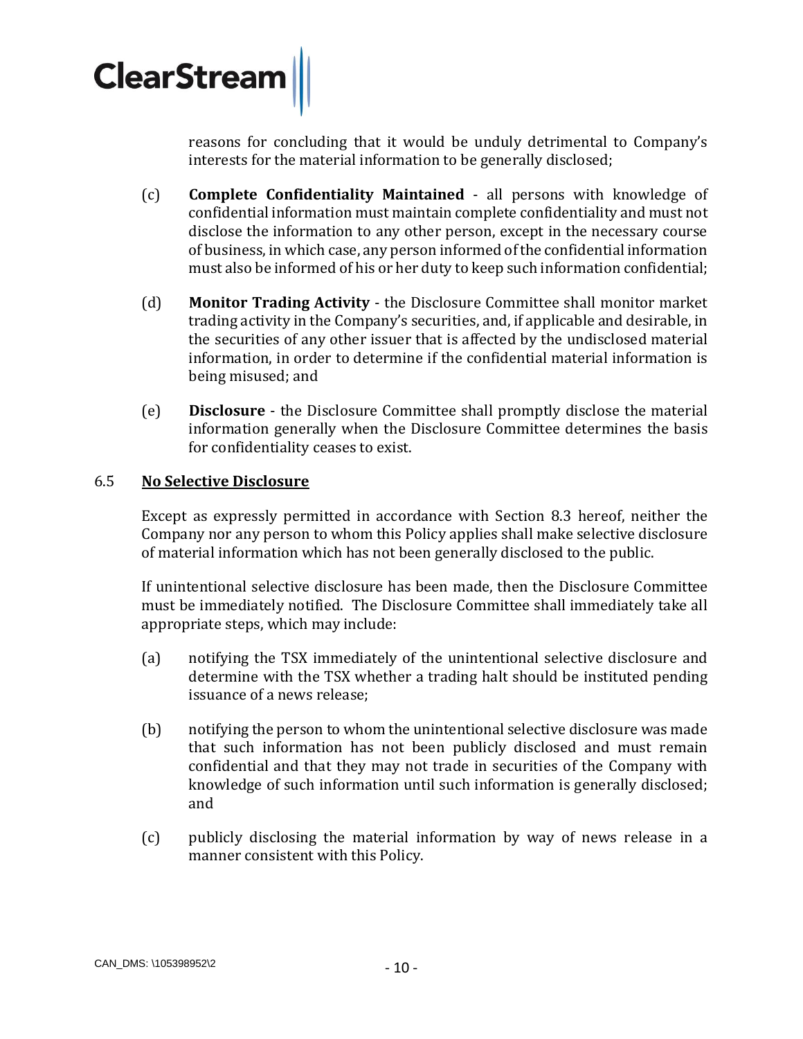reasons for concluding that it would be unduly detrimental to Company's interests for the material information to be generally disclosed;

(c) **Complete Confidentiality Maintained** - all persons with knowledge of confidential information must maintain complete confidentiality and must not disclose the information to any other person, except in the necessary course of business, in which case, any person informed of the confidential information must also be informed of his or her duty to keep such information confidential;

(d) **Monitor Trading Activity** - the Disclosure Committee shall monitor market trading activity in the Company's securities, and, if applicable and desirable, in the securities of any other issuer that is affected by the undisclosed material information, in order to determine if the confidential material information is being misused; and

(e) **Disclosure** - the Disclosure Committee shall promptly disclose the material information generally when the Disclosure Committee determines the basis for confidentiality ceases to exist.

### 6.5 No Selective Disclosure

Except as expressly permitted in accordance with Section 8.3 hereof, neither the Company nor any person to whom this Policy applies shall make selective disclosure of material information which has not been generally disclosed to the public.

If unintentional selective disclosure has been made, then the Disclosure Committee must be immediately notified. The Disclosure Committee shall immediately take all appropriate steps, which may include:

(a) notifying the TSX immediately of the unintentional selective disclosure and determine with the TSX whether a trading halt should be instituted pending issuance of a news release;

(b) notifying the person to whom the unintentional selective disclosure was made that such information has not been publicly disclosed and must remain confidential and that they may not trade in securities of the Company with knowledge of such information until such information is generally disclosed; and

(c) publicly disclosing the material information by way of news release in a manner consistent with this Policy.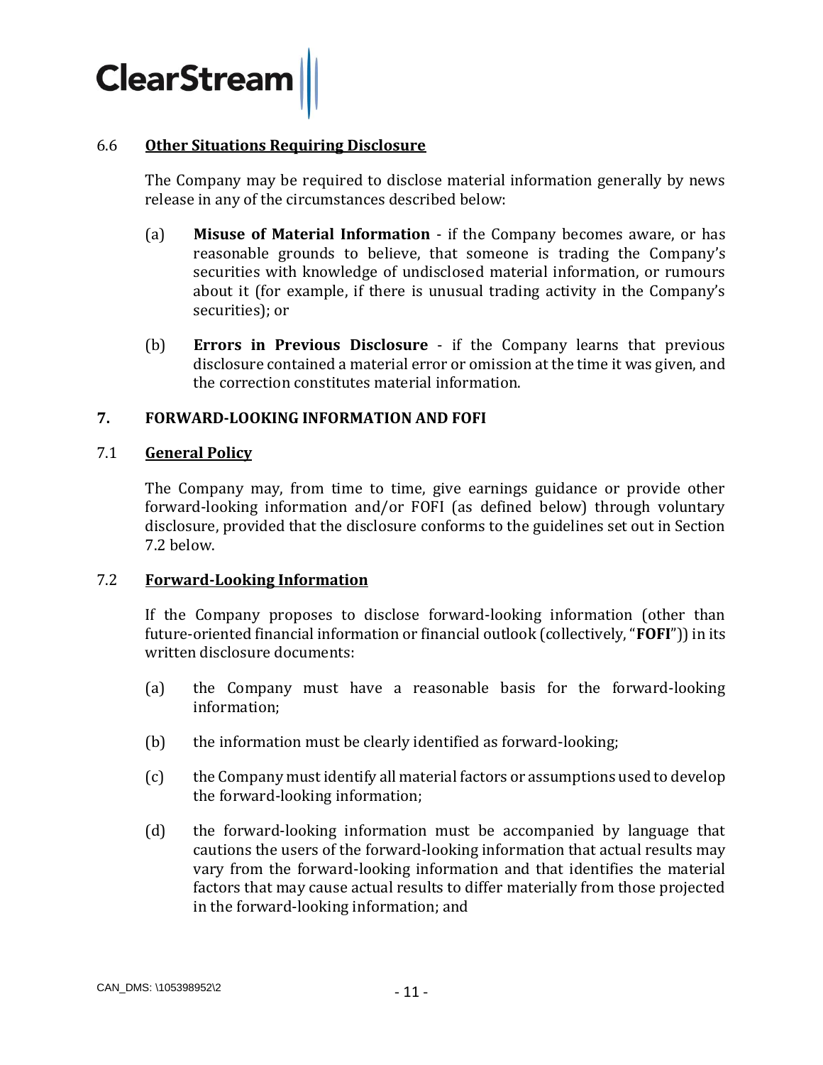### 6.6 Other Situations Requiring Disclosure

The Company may be required to disclose material information generally by news release in any of the circumstances described below:

(a) **Misuse of Material Information** - if the Company becomes aware, or has reasonable grounds to believe, that someone is trading the Company's securities with knowledge of undisclosed material information, or rumours about it (for example, if there is unusual trading activity in the Company's securities); or

(b) **Errors in Previous Disclosure** - if the Company learns that previous disclosure contained a material error or omission at the time it was given, and the correction constitutes material information.

## 7. FORWARD-LOOKING INFORMATION AND FOFI

### 7.1 General Policy

The Company may, from time to time, give earnings guidance or provide other forward-looking information and/or FOFI (as defined below) through voluntary disclosure, provided that the disclosure conforms to the guidelines set out in Section 7.2 below.

### 7.2 Forward-Looking Information

If the Company proposes to disclose forward-looking information (other than future-oriented financial information or financial outlook (collectively, "**FOFI**")) in its written disclosure documents:

(a) the Company must have a reasonable basis for the forward-looking information;

(b) the information must be clearly identified as forward-looking;

(c) the Company must identify all material factors or assumptions used to develop the forward-looking information;

(d) the forward-looking information must be accompanied by language that cautions the users of the forward-looking information that actual results may vary from the forward-looking information and that identifies the material factors that may cause actual results to differ materially from those projected in the forward-looking information; and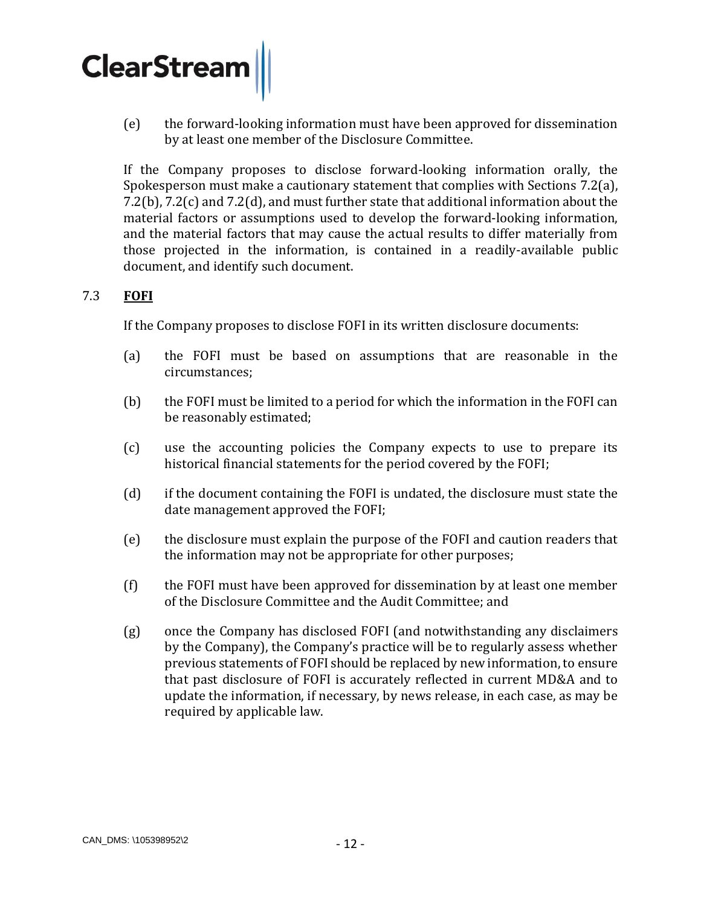(e) the forward-looking information must have been approved for dissemination by at least one member of the Disclosure Committee.

If the Company proposes to disclose forward-looking information orally, the Spokesperson must make a cautionary statement that complies with Sections 7.2(a), 7.2(b), 7.2(c) and 7.2(d), and must further state that additional information about the material factors or assumptions used to develop the forward-looking information, and the material factors that may cause the actual results to differ materially from those projected in the information, is contained in a readily-available public document, and identify such document.

## 7.3 **FOFI**

If the Company proposes to disclose FOFI in its written disclosure documents:

(a) the FOFI must be based on assumptions that are reasonable in the circumstances;

(b) the FOFI must be limited to a period for which the information in the FOFI can be reasonably estimated;

(c) use the accounting policies the Company expects to use to prepare its historical financial statements for the period covered by the FOFI;

(d) if the document containing the FOFI is undated, the disclosure must state the date management approved the FOFI;

(e) the disclosure must explain the purpose of the FOFI and caution readers that the information may not be appropriate for other purposes;

(f) the FOFI must have been approved for dissemination by at least one member of the Disclosure Committee and the Audit Committee; and

(g) once the Company has disclosed FOFI (and notwithstanding any disclaimers by the Company), the Company's practice will be to regularly assess whether previous statements of FOFI should be replaced by new information, to ensure that past disclosure of FOFI is accurately reflected in current MD&A and to update the information, if necessary, by news release, in each case, as may be required by applicable law.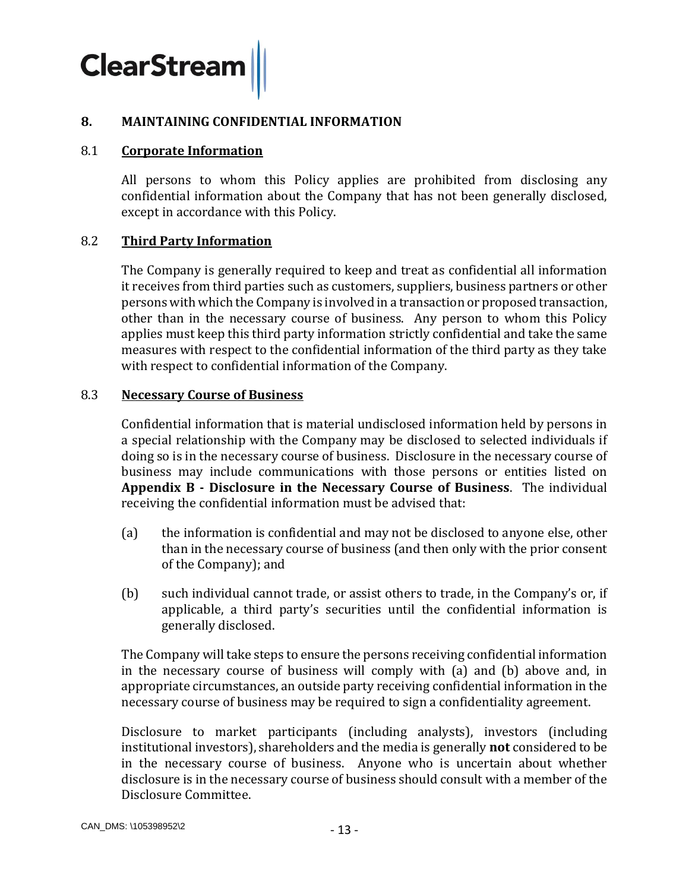## 8. MAINTAINING CONFIDENTIAL INFORMATION

### 8.1 Corporate Information

All persons to whom this Policy applies are prohibited from disclosing any confidential information about the Company that has not been generally disclosed, except in accordance with this Policy.

### 8.2 Third Party Information

The Company is generally required to keep and treat as confidential all information it receives from third parties such as customers, suppliers, business partners or other persons with which the Company is involved in a transaction or proposed transaction, other than in the necessary course of business. Any person to whom this Policy applies must keep this third party information strictly confidential and take the same measures with respect to the confidential information of the third party as they take with respect to confidential information of the Company.

### 8.3 Necessary Course of Business

Confidential information that is material undisclosed information held by persons in a special relationship with the Company may be disclosed to selected individuals if doing so is in the necessary course of business. Disclosure in the necessary course of business may include communications with those persons or entities listed on **Appendix B - Disclosure in the Necessary Course of Business**. The individual receiving the confidential information must be advised that:

(a) the information is confidential and may not be disclosed to anyone else, other than in the necessary course of business (and then only with the prior consent of the Company); and

(b) such individual cannot trade, or assist others to trade, in the Company's or, if applicable, a third party's securities until the confidential information is generally disclosed.

The Company will take steps to ensure the persons receiving confidential information in the necessary course of business will comply with (a) and (b) above and, in appropriate circumstances, an outside party receiving confidential information in the necessary course of business may be required to sign a confidentiality agreement.

Disclosure to market participants (including analysts), investors (including institutional investors), shareholders and the media is generally **not** considered to be in the necessary course of business. Anyone who is uncertain about whether disclosure is in the necessary course of business should consult with a member of the Disclosure Committee.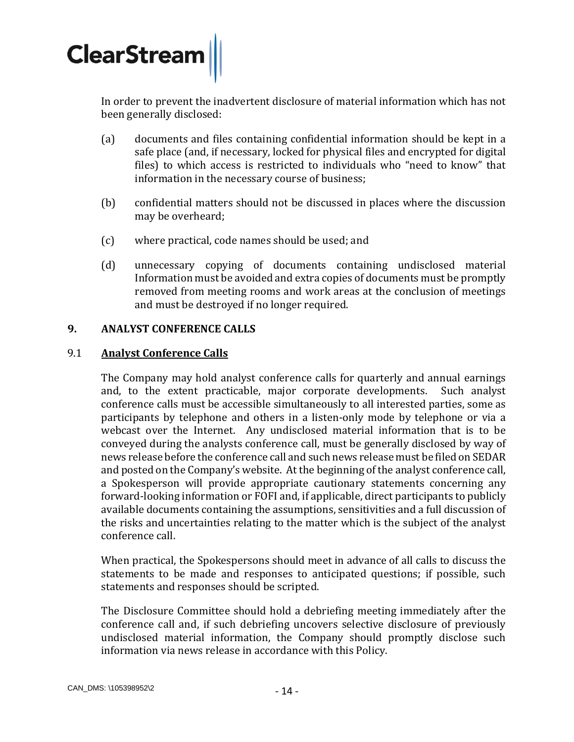In order to prevent the inadvertent disclosure of material information which has not been generally disclosed:

(a) documents and files containing confidential information should be kept in a safe place (and, if necessary, locked for physical files and encrypted for digital files) to which access is restricted to individuals who "need to know" that information in the necessary course of business;

(b) confidential matters should not be discussed in places where the discussion may be overheard;

(c) where practical, code names should be used; and

(d) unnecessary copying of documents containing undisclosed material Information must be avoided and extra copies of documents must be promptly removed from meeting rooms and work areas at the conclusion of meetings and must be destroyed if no longer required.

## 9. ANALYST CONFERENCE CALLS

### 9.1 <u>Analyst Conference Calls</u>

The Company may hold analyst conference calls for quarterly and annual earnings and, to the extent practicable, major corporate developments. Such analyst conference calls must be accessible simultaneously to all interested parties, some as participants by telephone and others in a listen-only mode by telephone or via a webcast over the Internet. Any undisclosed material information that is to be conveyed during the analysts conference call, must be generally disclosed by way of news release before the conference call and such news release must be filed on SEDAR and posted on the Company's website. At the beginning of the analyst conference call, a Spokesperson will provide appropriate cautionary statements concerning any forward-looking information or FOFI and, if applicable, direct participants to publicly available documents containing the assumptions, sensitivities and a full discussion of the risks and uncertainties relating to the matter which is the subject of the analyst conference call.

When practical, the Spokespersons should meet in advance of all calls to discuss the statements to be made and responses to anticipated questions; if possible, such statements and responses should be scripted.

The Disclosure Committee should hold a debriefing meeting immediately after the conference call and, if such debriefing uncovers selective disclosure of previously undisclosed material information, the Company should promptly disclose such information via news release in accordance with this Policy.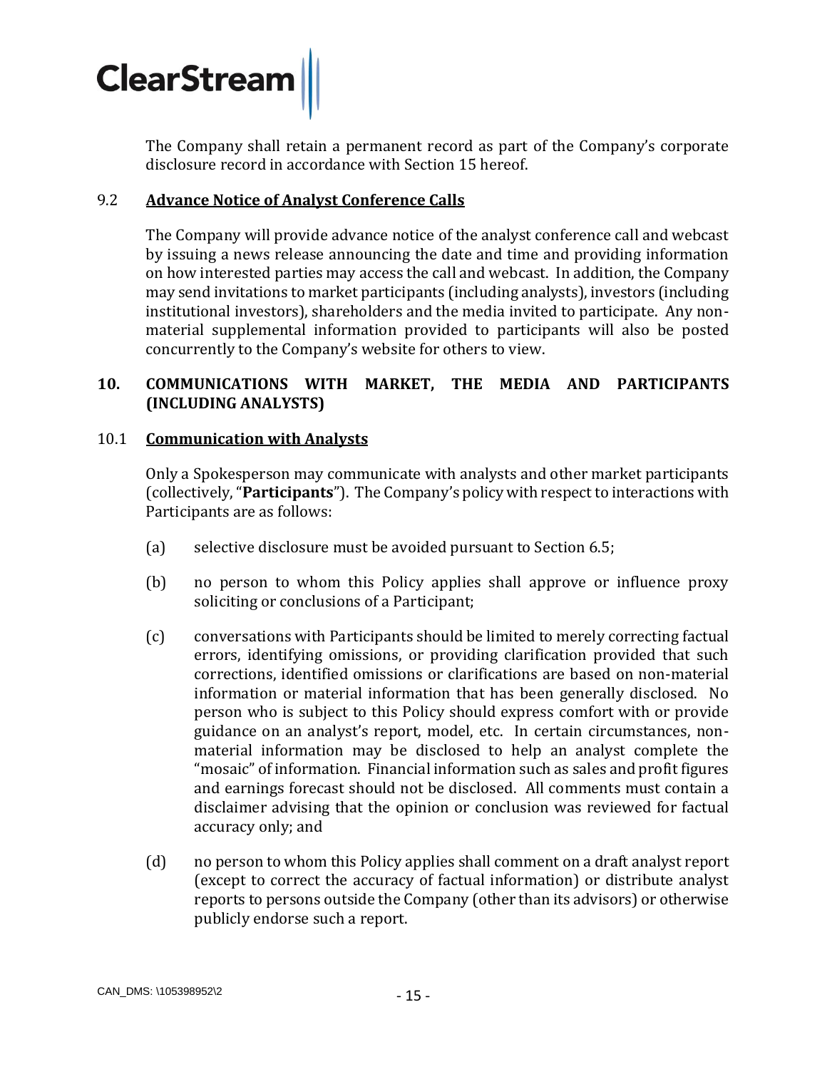The Company shall retain a permanent record as part of the Company's corporate disclosure record in accordance with Section 15 hereof.

### 9.2 **Advance Notice of Analyst Conference Calls**

The Company will provide advance notice of the analyst conference call and webcast by issuing a news release announcing the date and time and providing information on how interested parties may access the call and webcast. In addition, the Company may send invitations to market participants (including analysts), investors (including institutional investors), shareholders and the media invited to participate. Any non-material supplemental information provided to participants will also be posted concurrently to the Company's website for others to view.

## 10. COMMUNICATIONS WITH MARKET, THE MEDIA AND PARTICIPANTS (INCLUDING ANALYSTS)

### 10.1 **Communication with Analysts**

Only a Spokesperson may communicate with analysts and other market participants (collectively, "**Participants**"). The Company's policy with respect to interactions with Participants are as follows:

(a) selective disclosure must be avoided pursuant to Section 6.5;

(b) no person to whom this Policy applies shall approve or influence proxy soliciting or conclusions of a Participant;

(c) conversations with Participants should be limited to merely correcting factual errors, identifying omissions, or providing clarification provided that such corrections, identified omissions or clarifications are based on non-material information or material information that has been generally disclosed. No person who is subject to this Policy should express comfort with or provide guidance on an analyst's report, model, etc. In certain circumstances, non-material information may be disclosed to help an analyst complete the "mosaic" of information. Financial information such as sales and profit figures and earnings forecast should not be disclosed. All comments must contain a disclaimer advising that the opinion or conclusion was reviewed for factual accuracy only; and

(d) no person to whom this Policy applies shall comment on a draft analyst report (except to correct the accuracy of factual information) or distribute analyst reports to persons outside the Company (other than its advisors) or otherwise publicly endorse such a report.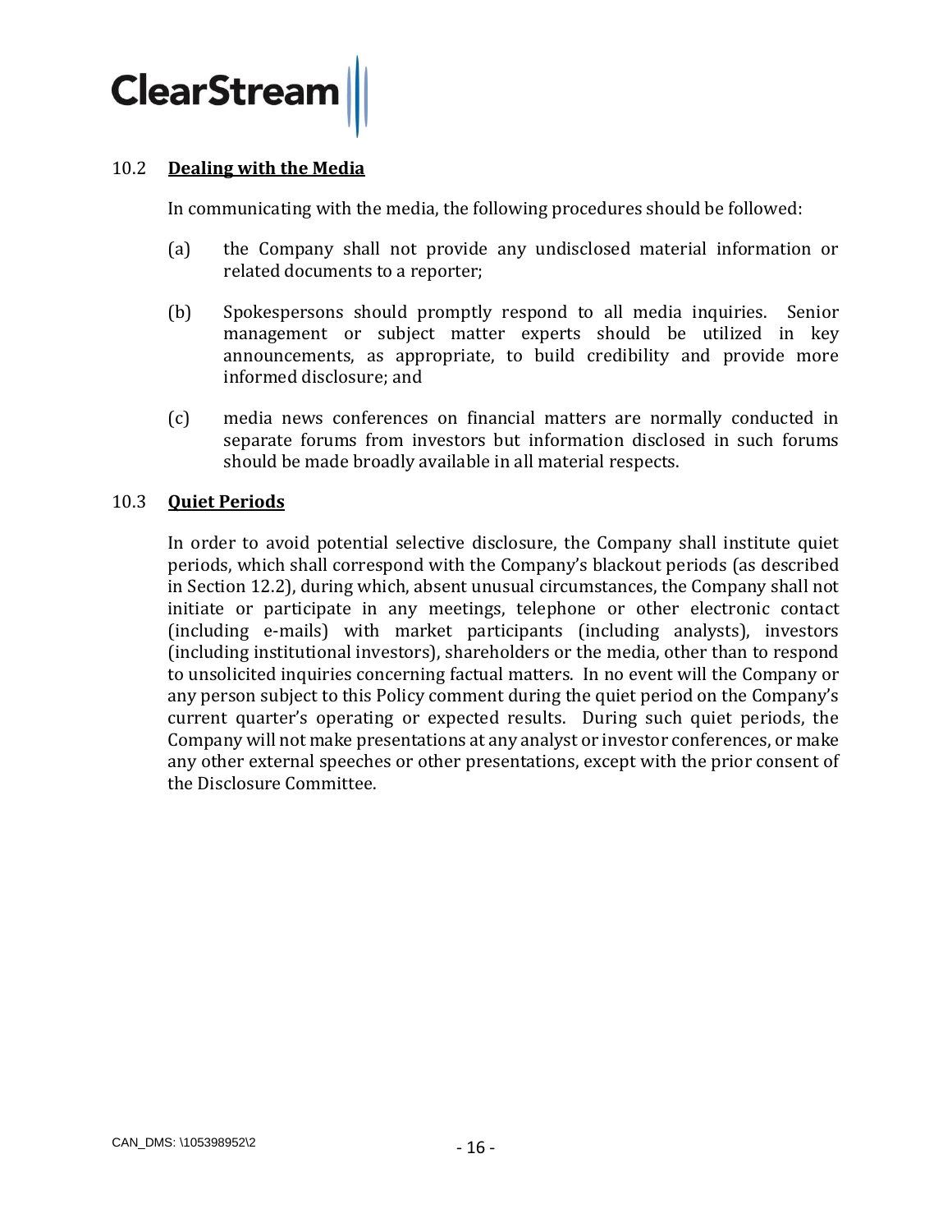### 10.2 **Dealing with the Media**

In communicating with the media, the following procedures should be followed:

(a) the Company shall not provide any undisclosed material information or related documents to a reporter;

(b) Spokespersons should promptly respond to all media inquiries. Senior management or subject matter experts should be utilized in key announcements, as appropriate, to build credibility and provide more informed disclosure; and

(c) media news conferences on financial matters are normally conducted in separate forums from investors but information disclosed in such forums should be made broadly available in all material respects.

### 10.3 **Quiet Periods**

In order to avoid potential selective disclosure, the Company shall institute quiet periods, which shall correspond with the Company's blackout periods (as described in Section 12.2), during which, absent unusual circumstances, the Company shall not initiate or participate in any meetings, telephone or other electronic contact (including e-mails) with market participants (including analysts), investors (including institutional investors), shareholders or the media, other than to respond to unsolicited inquiries concerning factual matters. In no event will the Company or any person subject to this Policy comment during the quiet period on the Company's current quarter's operating or expected results. During such quiet periods, the Company will not make presentations at any analyst or investor conferences, or make any other external speeches or other presentations, except with the prior consent of the Disclosure Committee.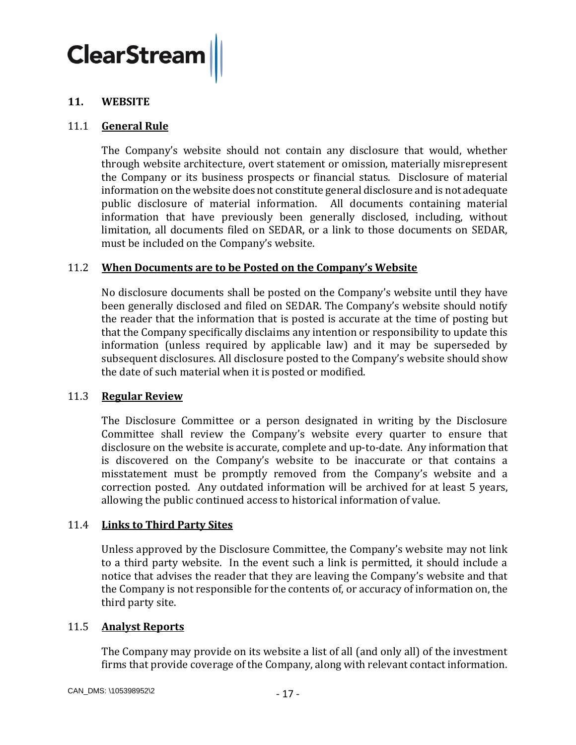## 11. WEBSITE

### 11.1 General Rule

The Company's website should not contain any disclosure that would, whether through website architecture, overt statement or omission, materially misrepresent the Company or its business prospects or financial status. Disclosure of material information on the website does not constitute general disclosure and is not adequate public disclosure of material information. All documents containing material information that have previously been generally disclosed, including, without limitation, all documents filed on SEDAR, or a link to those documents on SEDAR, must be included on the Company's website.

### 11.2 When Documents are to be Posted on the Company's Website

No disclosure documents shall be posted on the Company's website until they have been generally disclosed and filed on SEDAR. The Company's website should notify the reader that the information that is posted is accurate at the time of posting but that the Company specifically disclaims any intention or responsibility to update this information (unless required by applicable law) and it may be superseded by subsequent disclosures. All disclosure posted to the Company's website should show the date of such material when it is posted or modified.

### 11.3 Regular Review

The Disclosure Committee or a person designated in writing by the Disclosure Committee shall review the Company's website every quarter to ensure that disclosure on the website is accurate, complete and up-to-date. Any information that is discovered on the Company's website to be inaccurate or that contains a misstatement must be promptly removed from the Company's website and a correction posted. Any outdated information will be archived for at least 5 years, allowing the public continued access to historical information of value.

### 11.4 Links to Third Party Sites

Unless approved by the Disclosure Committee, the Company's website may not link to a third party website. In the event such a link is permitted, it should include a notice that advises the reader that they are leaving the Company's website and that the Company is not responsible for the contents of, or accuracy of information on, the third party site.

### 11.5 Analyst Reports

The Company may provide on its website a list of all (and only all) of the investment firms that provide coverage of the Company, along with relevant contact information.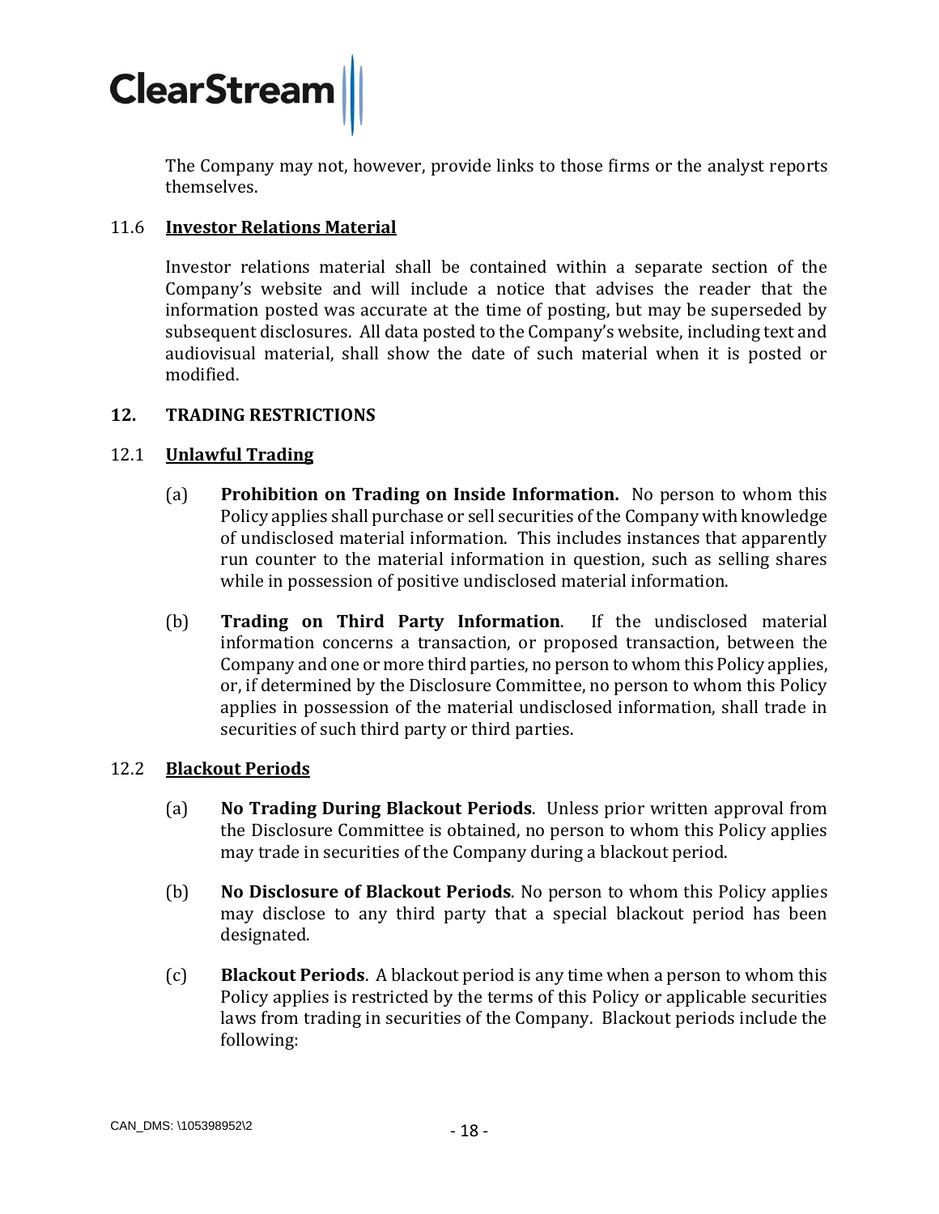The Company may not, however, provide links to those firms or the analyst reports themselves.

### 11.6 Investor Relations Material

Investor relations material shall be contained within a separate section of the Company's website and will include a notice that advises the reader that the information posted was accurate at the time of posting, but may be superseded by subsequent disclosures. All data posted to the Company's website, including text and audiovisual material, shall show the date of such material when it is posted or modified.

## 12. TRADING RESTRICTIONS

### 12.1 Unlawful Trading

(a) **Prohibition on Trading on Inside Information.** No person to whom this Policy applies shall purchase or sell securities of the Company with knowledge of undisclosed material information. This includes instances that apparently run counter to the material information in question, such as selling shares while in possession of positive undisclosed material information.

(b) **Trading on Third Party Information**. If the undisclosed material information concerns a transaction, or proposed transaction, between the Company and one or more third parties, no person to whom this Policy applies, or, if determined by the Disclosure Committee, no person to whom this Policy applies in possession of the material undisclosed information, shall trade in securities of such third party or third parties.

### 12.2 Blackout Periods

(a) **No Trading During Blackout Periods**. Unless prior written approval from the Disclosure Committee is obtained, no person to whom this Policy applies may trade in securities of the Company during a blackout period.

(b) **No Disclosure of Blackout Periods**. No person to whom this Policy applies may disclose to any third party that a special blackout period has been designated.

(c) **Blackout Periods**. A blackout period is any time when a person to whom this Policy applies is restricted by the terms of this Policy or applicable securities laws from trading in securities of the Company. Blackout periods include the following: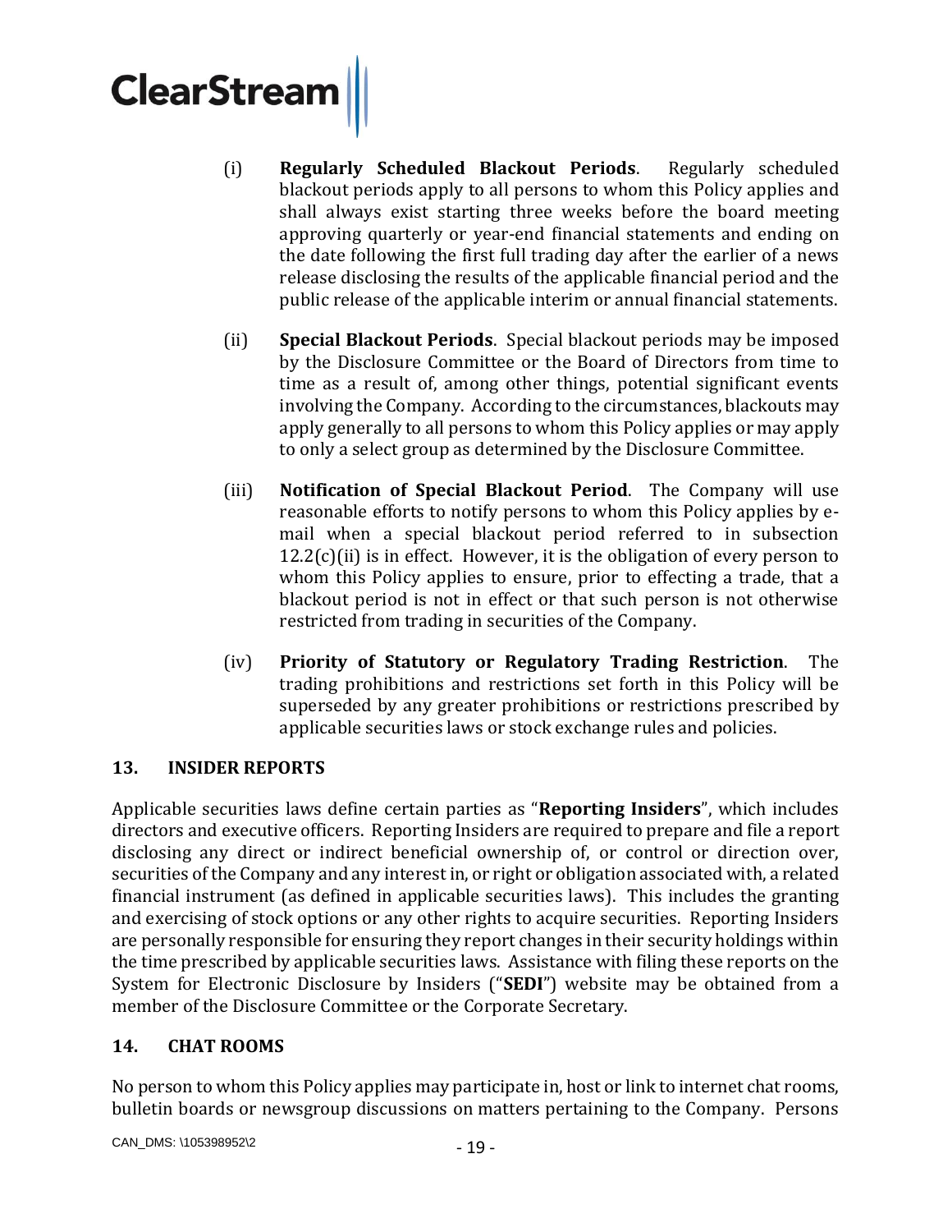(i) **Regularly Scheduled Blackout Periods**. Regularly scheduled blackout periods apply to all persons to whom this Policy applies and shall always exist starting three weeks before the board meeting approving quarterly or year-end financial statements and ending on the date following the first full trading day after the earlier of a news release disclosing the results of the applicable financial period and the public release of the applicable interim or annual financial statements.

(ii) **Special Blackout Periods**. Special blackout periods may be imposed by the Disclosure Committee or the Board of Directors from time to time as a result of, among other things, potential significant events involving the Company. According to the circumstances, blackouts may apply generally to all persons to whom this Policy applies or may apply to only a select group as determined by the Disclosure Committee.

(iii) **Notification of Special Blackout Period**. The Company will use reasonable efforts to notify persons to whom this Policy applies by e-mail when a special blackout period referred to in subsection 12.2(c)(ii) is in effect. However, it is the obligation of every person to whom this Policy applies to ensure, prior to effecting a trade, that a blackout period is not in effect or that such person is not otherwise restricted from trading in securities of the Company.

(iv) **Priority of Statutory or Regulatory Trading Restriction**. The trading prohibitions and restrictions set forth in this Policy will be superseded by any greater prohibitions or restrictions prescribed by applicable securities laws or stock exchange rules and policies.

## 13. INSIDER REPORTS

Applicable securities laws define certain parties as "**Reporting Insiders**", which includes directors and executive officers. Reporting Insiders are required to prepare and file a report disclosing any direct or indirect beneficial ownership of, or control or direction over, securities of the Company and any interest in, or right or obligation associated with, a related financial instrument (as defined in applicable securities laws). This includes the granting and exercising of stock options or any other rights to acquire securities. Reporting Insiders are personally responsible for ensuring they report changes in their security holdings within the time prescribed by applicable securities laws. Assistance with filing these reports on the System for Electronic Disclosure by Insiders ("**SEDI**") website may be obtained from a member of the Disclosure Committee or the Corporate Secretary.

## 14. CHAT ROOMS

No person to whom this Policy applies may participate in, host or link to internet chat rooms, bulletin boards or newsgroup discussions on matters pertaining to the Company. Persons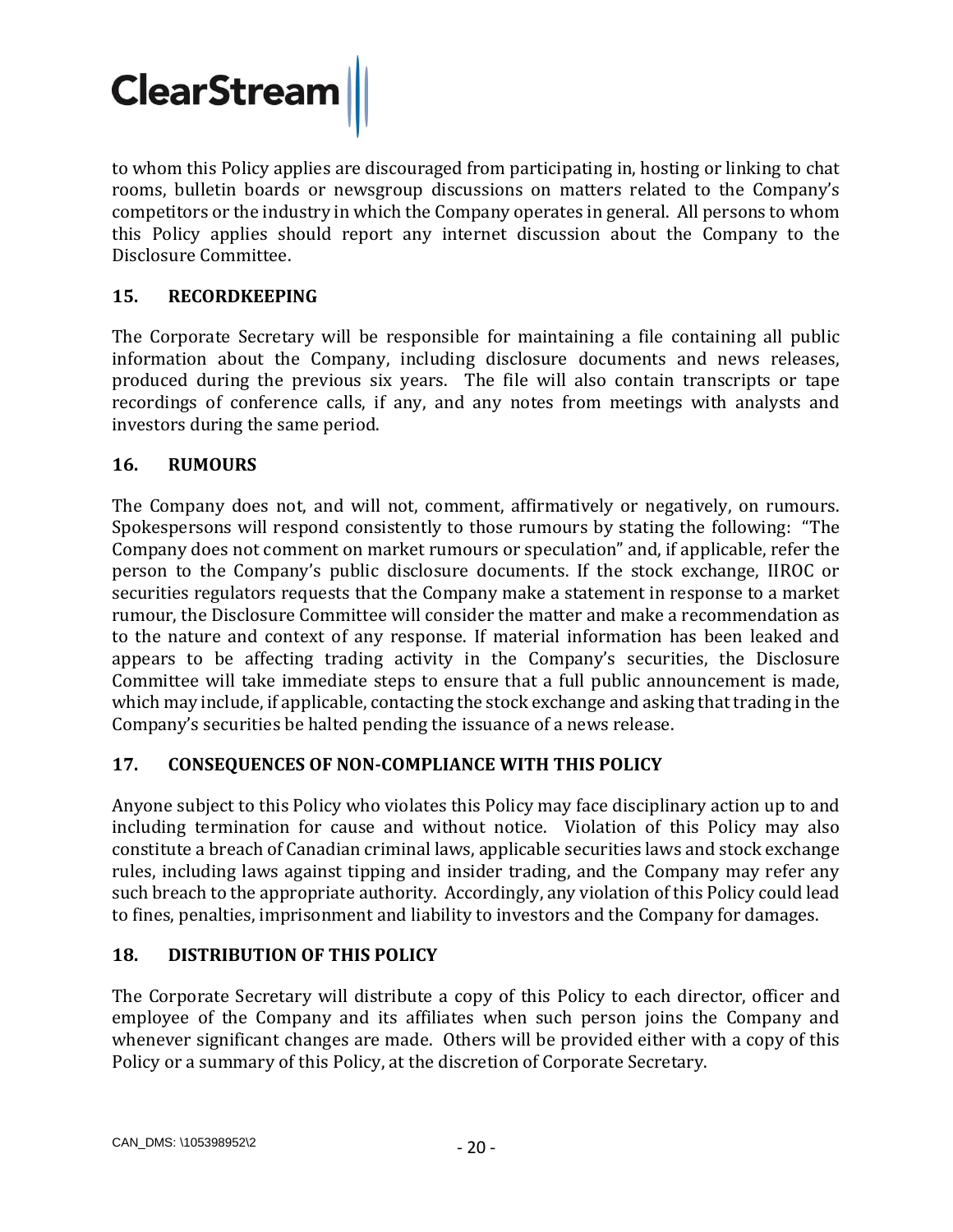to whom this Policy applies are discouraged from participating in, hosting or linking to chat rooms, bulletin boards or newsgroup discussions on matters related to the Company's competitors or the industry in which the Company operates in general. All persons to whom this Policy applies should report any internet discussion about the Company to the Disclosure Committee.

## 15. RECORDKEEPING

The Corporate Secretary will be responsible for maintaining a file containing all public information about the Company, including disclosure documents and news releases, produced during the previous six years. The file will also contain transcripts or tape recordings of conference calls, if any, and any notes from meetings with analysts and investors during the same period.

## 16. RUMOURS

The Company does not, and will not, comment, affirmatively or negatively, on rumours. Spokespersons will respond consistently to those rumours by stating the following: "The Company does not comment on market rumours or speculation" and, if applicable, refer the person to the Company's public disclosure documents. If the stock exchange, IIROC or securities regulators requests that the Company make a statement in response to a market rumour, the Disclosure Committee will consider the matter and make a recommendation as to the nature and context of any response. If material information has been leaked and appears to be affecting trading activity in the Company's securities, the Disclosure Committee will take immediate steps to ensure that a full public announcement is made, which may include, if applicable, contacting the stock exchange and asking that trading in the Company's securities be halted pending the issuance of a news release.

## 17. CONSEQUENCES OF NON-COMPLIANCE WITH THIS POLICY

Anyone subject to this Policy who violates this Policy may face disciplinary action up to and including termination for cause and without notice. Violation of this Policy may also constitute a breach of Canadian criminal laws, applicable securities laws and stock exchange rules, including laws against tipping and insider trading, and the Company may refer any such breach to the appropriate authority. Accordingly, any violation of this Policy could lead to fines, penalties, imprisonment and liability to investors and the Company for damages.

## 18. DISTRIBUTION OF THIS POLICY

The Corporate Secretary will distribute a copy of this Policy to each director, officer and employee of the Company and its affiliates when such person joins the Company and whenever significant changes are made. Others will be provided either with a copy of this Policy or a summary of this Policy, at the discretion of Corporate Secretary.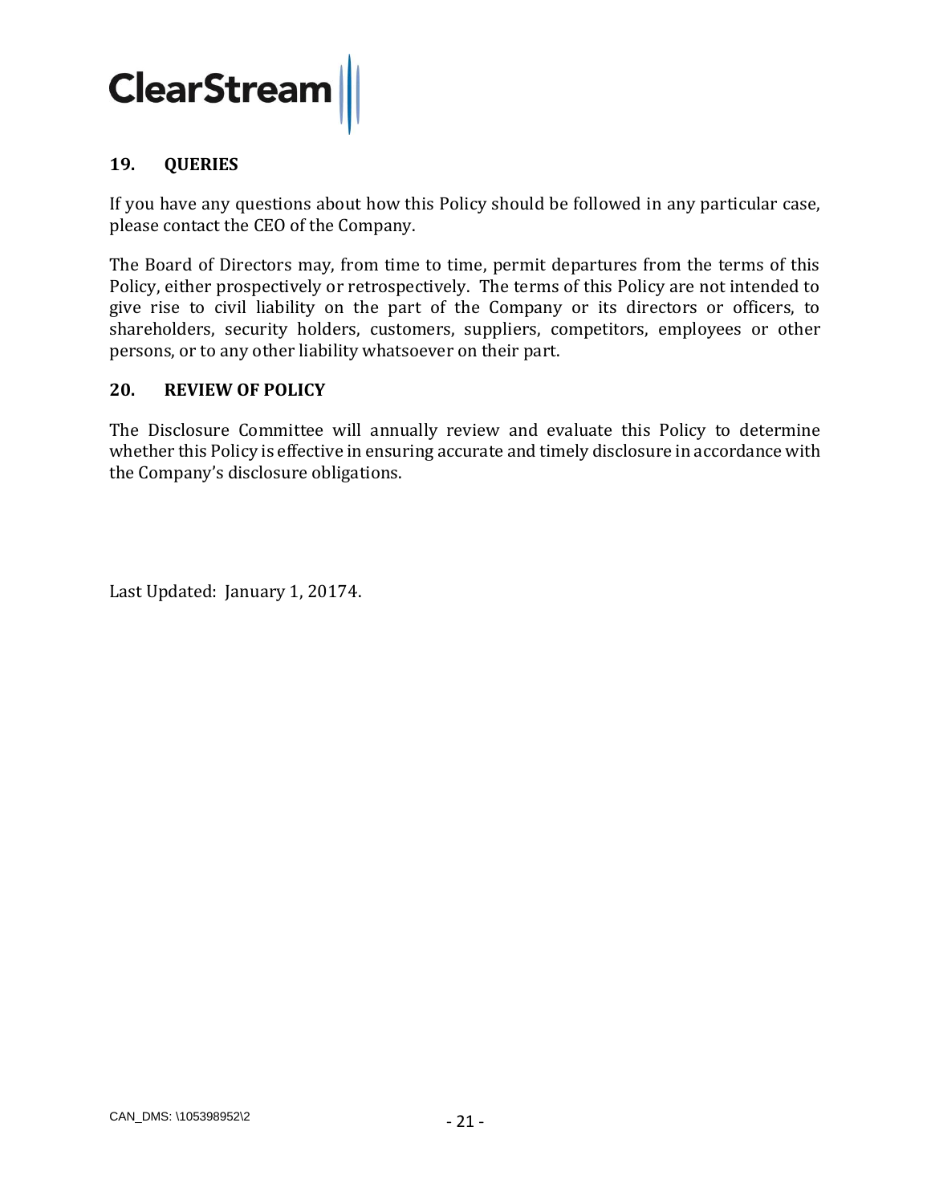## 19. QUERIES

If you have any questions about how this Policy should be followed in any particular case, please contact the CEO of the Company.

The Board of Directors may, from time to time, permit departures from the terms of this Policy, either prospectively or retrospectively. The terms of this Policy are not intended to give rise to civil liability on the part of the Company or its directors or officers, to shareholders, security holders, customers, suppliers, competitors, employees or other persons, or to any other liability whatsoever on their part.

## 20. REVIEW OF POLICY

The Disclosure Committee will annually review and evaluate this Policy to determine whether this Policy is effective in ensuring accurate and timely disclosure in accordance with the Company's disclosure obligations.

Last Updated: January 1, 20174.

CAN_DMS: \105398952\2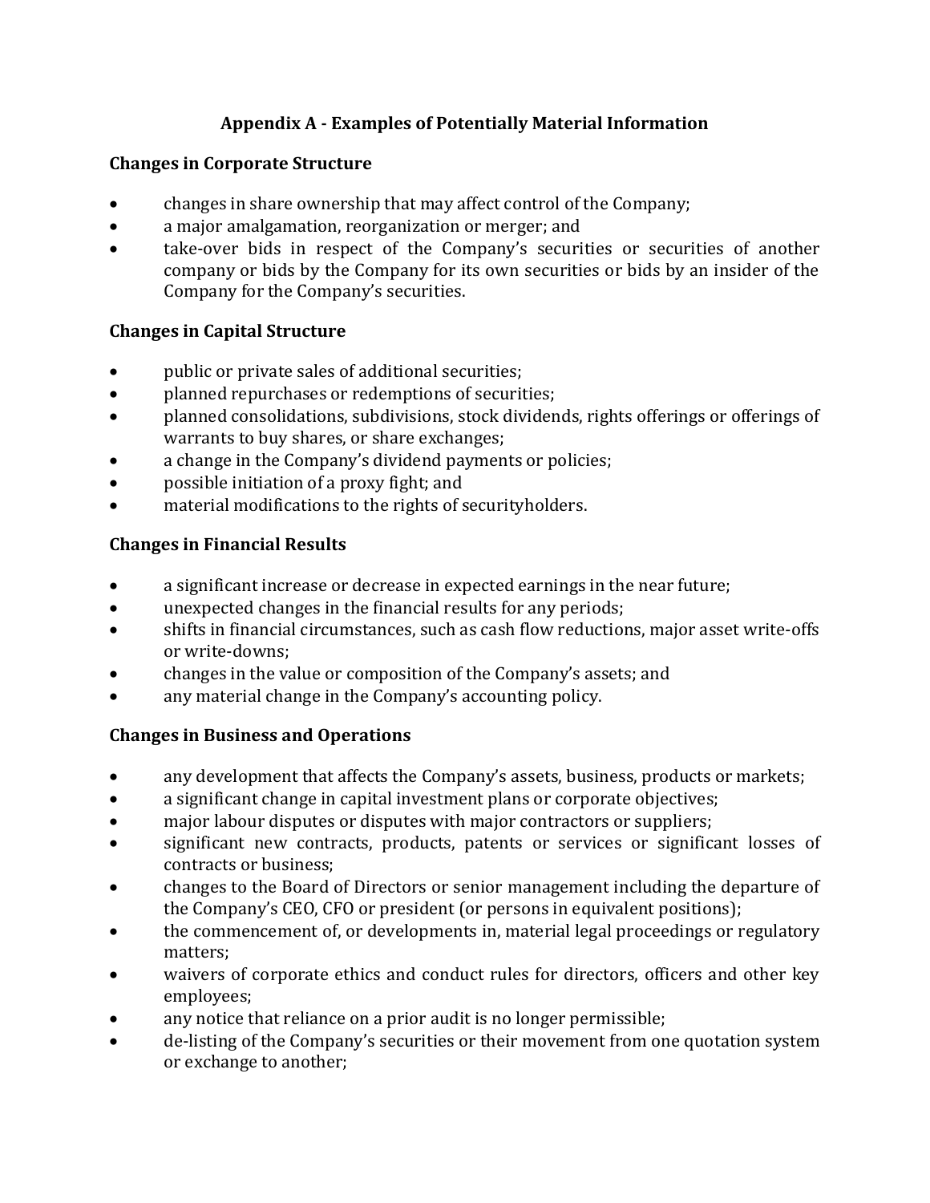# Appendix A - Examples of Potentially Material Information

## Changes in Corporate Structure

- changes in share ownership that may affect control of the Company;
- a major amalgamation, reorganization or merger; and
- take-over bids in respect of the Company's securities or securities of another company or bids by the Company for its own securities or bids by an insider of the Company for the Company's securities.

## Changes in Capital Structure

- public or private sales of additional securities;
- planned repurchases or redemptions of securities;
- planned consolidations, subdivisions, stock dividends, rights offerings or offerings of warrants to buy shares, or share exchanges;
- a change in the Company's dividend payments or policies;
- possible initiation of a proxy fight; and
- material modifications to the rights of securityholders.

## Changes in Financial Results

- a significant increase or decrease in expected earnings in the near future;
- unexpected changes in the financial results for any periods;
- shifts in financial circumstances, such as cash flow reductions, major asset write-offs or write-downs;
- changes in the value or composition of the Company's assets; and
- any material change in the Company's accounting policy.

## Changes in Business and Operations

- any development that affects the Company's assets, business, products or markets;
- a significant change in capital investment plans or corporate objectives;
- major labour disputes or disputes with major contractors or suppliers;
- significant new contracts, products, patents or services or significant losses of contracts or business;
- changes to the Board of Directors or senior management including the departure of the Company's CEO, CFO or president (or persons in equivalent positions);
- the commencement of, or developments in, material legal proceedings or regulatory matters;
- waivers of corporate ethics and conduct rules for directors, officers and other key employees;
- any notice that reliance on a prior audit is no longer permissible;
- de-listing of the Company's securities or their movement from one quotation system or exchange to another;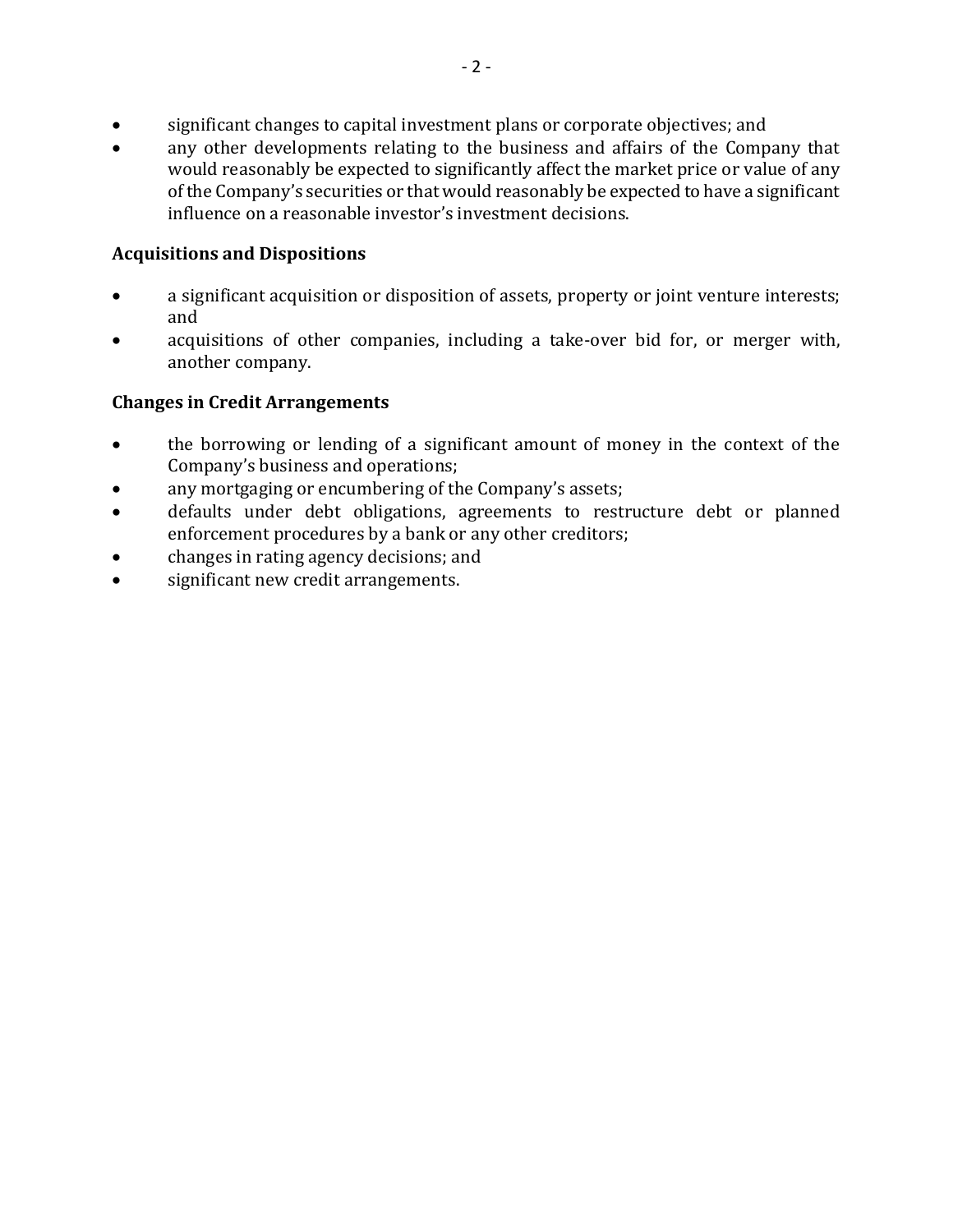- significant changes to capital investment plans or corporate objectives; and
- any other developments relating to the business and affairs of the Company that would reasonably be expected to significantly affect the market price or value of any of the Company's securities or that would reasonably be expected to have a significant influence on a reasonable investor's investment decisions.

**Acquisitions and Dispositions**

- a significant acquisition or disposition of assets, property or joint venture interests; and
- acquisitions of other companies, including a take-over bid for, or merger with, another company.

**Changes in Credit Arrangements**

- the borrowing or lending of a significant amount of money in the context of the Company's business and operations;
- any mortgaging or encumbering of the Company's assets;
- defaults under debt obligations, agreements to restructure debt or planned enforcement procedures by a bank or any other creditors;
- changes in rating agency decisions; and
- significant new credit arrangements.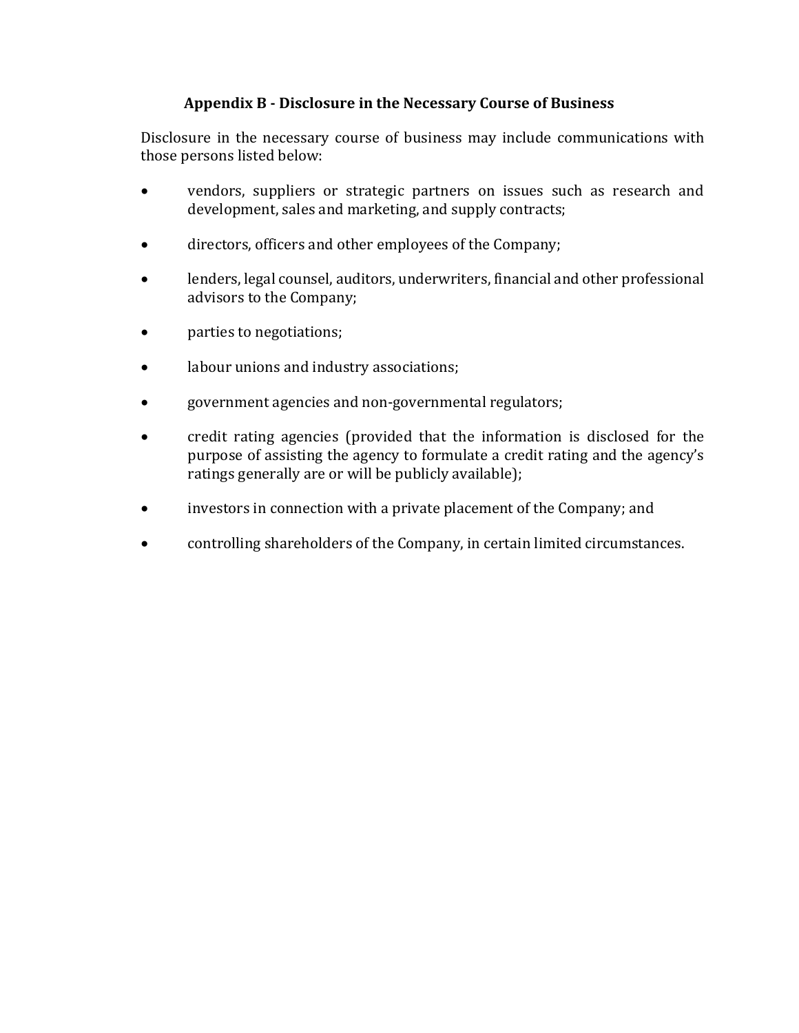## Appendix B - Disclosure in the Necessary Course of Business

Disclosure in the necessary course of business may include communications with those persons listed below:

- vendors, suppliers or strategic partners on issues such as research and development, sales and marketing, and supply contracts;
- directors, officers and other employees of the Company;
- lenders, legal counsel, auditors, underwriters, financial and other professional advisors to the Company;
- parties to negotiations;
- labour unions and industry associations;
- government agencies and non-governmental regulators;
- credit rating agencies (provided that the information is disclosed for the purpose of assisting the agency to formulate a credit rating and the agency's ratings generally are or will be publicly available);
- investors in connection with a private placement of the Company; and
- controlling shareholders of the Company, in certain limited circumstances.